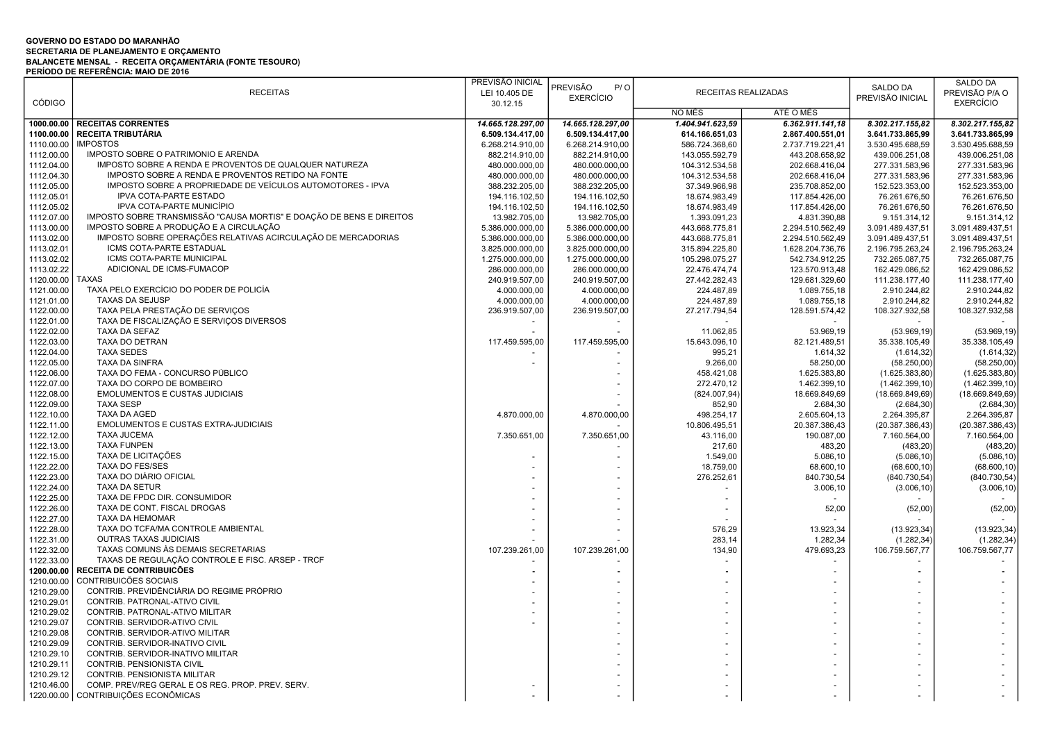**GOVERNO DO ESTADO DO MARANHÃO**
**SECRETARIA DE PLANEJAMENTO E ORÇAMENTO**
**BALANCETE MENSAL - RECEITA ORÇAMENTÁRIA (FONTE TESOURO)**
**PERÍODO DE REFERÊNCIA: MAIO DE 2016**

| CÓDIGO | RECEITAS | PREVISÃO INICIAL LEI 10.405 DE 30.12.15 | PREVISÃO P/O EXERCÍCIO | RECEITAS REALIZADAS | | SALDO DA PREVISÃO INICIAL | SALDO DA PREVISÃO P/A O EXERCÍCIO |
|---|---|---|---|---|---|---|---|
| | | | | NO MÊS | ATÉ O MÊS | | |
| **1000.00.00** | **RECEITAS CORRENTES** | ***14.665.128.297,00*** | ***14.665.128.297,00*** | ***1.404.941.623,59*** | ***6.362.911.141,18*** | ***8.302.217.155,82*** | ***8.302.217.155,82*** |
| **1100.00.00** | **RECEITA TRIBUTÁRIA** | **6.509.134.417,00** | **6.509.134.417,00** | **614.166.651,03** | **2.867.400.551,01** | **3.641.733.865,99** | **3.641.733.865,99** |
| 1110.00.00 | IMPOSTOS | 6.268.214.910,00 | 6.268.214.910,00 | 586.724.368,60 | 2.737.719.221,41 | 3.530.495.688,59 | 3.530.495.688,59 |
| 1112.00.00 | IMPOSTO SOBRE O PATRIMONIO E ARENDA | 882.214.910,00 | 882.214.910,00 | 143.055.592,79 | 443.208.658,92 | 439.006.251,08 | 439.006.251,08 |
| 1112.04.00 | IMPOSTO SOBRE A RENDA E PROVENTOS DE QUALQUER NATUREZA | 480.000.000,00 | 480.000.000,00 | 104.312.534,58 | 202.668.416,04 | 277.331.583,96 | 277.331.583,96 |
| 1112.04.30 | IMPOSTO SOBRE A RENDA E PROVENTOS RETIDO NA FONTE | 480.000.000,00 | 480.000.000,00 | 104.312.534,58 | 202.668.416,04 | 277.331.583,96 | 277.331.583,96 |
| 1112.05.00 | IMPOSTO SOBRE A PROPRIEDADE DE VEÍCULOS AUTOMOTORES - IPVA | 388.232.205,00 | 388.232.205,00 | 37.349.966,98 | 235.708.852,00 | 152.523.353,00 | 152.523.353,00 |
| 1112.05.01 | IPVA COTA-PARTE ESTADO | 194.116.102,50 | 194.116.102,50 | 18.674.983,49 | 117.854.426,00 | 76.261.676,50 | 76.261.676,50 |
| 1112.05.02 | IPVA COTA-PARTE MUNICÍPIO | 194.116.102,50 | 194.116.102,50 | 18.674.983,49 | 117.854.426,00 | 76.261.676,50 | 76.261.676,50 |
| 1112.07.00 | IMPOSTO SOBRE TRANSMISSÃO "CAUSA MORTIS" E DOAÇÃO DE BENS E DIREITOS | 13.982.705,00 | 13.982.705,00 | 1.393.091,23 | 4.831.390,88 | 9.151.314,12 | 9.151.314,12 |
| 1113.00.00 | IMPOSTO SOBRE A PRODUÇÃO E A CIRCULAÇÃO | 5.386.000.000,00 | 5.386.000.000,00 | 443.668.775,81 | 2.294.510.562,49 | 3.091.489.437,51 | 3.091.489.437,51 |
| 1113.02.00 | IMPOSTO SOBRE OPERAÇÕES RELATIVAS ACIRCULAÇÃO DE MERCADORIAS | 5.386.000.000,00 | 5.386.000.000,00 | 443.668.775,81 | 2.294.510.562,49 | 3.091.489.437,51 | 3.091.489.437,51 |
| 1113.02.01 | ICMS COTA-PARTE ESTADUAL | 3.825.000.000,00 | 3.825.000.000,00 | 315.894.225,80 | 1.628.204.736,76 | 2.196.795.263,24 | 2.196.795.263,24 |
| 1113.02.02 | ICMS COTA-PARTE MUNICIPAL | 1.275.000.000,00 | 1.275.000.000,00 | 105.298.075,27 | 542.734.912,25 | 732.265.087,75 | 732.265.087,75 |
| 1113.02.22 | ADICIONAL DE ICMS-FUMACOP | 286.000.000,00 | 286.000.000,00 | 22.476.474,74 | 123.570.913,48 | 162.429.086,52 | 162.429.086,52 |
| 1120.00.00 | TAXAS | 240.919.507,00 | 240.919.507,00 | 27.442.282,43 | 129.681.329,60 | 111.238.177,40 | 111.238.177,40 |
| 1121.00.00 | TAXA PELO EXERCÍCIO DO PODER DE POLICÍA | 4.000.000,00 | 4.000.000,00 | 224.487,89 | 1.089.755,18 | 2.910.244,82 | 2.910.244,82 |
| 1121.01.00 | TAXAS DA SEJUSP | 4.000.000,00 | 4.000.000,00 | 224.487,89 | 1.089.755,18 | 2.910.244,82 | 2.910.244,82 |
| 1122.00.00 | TAXA PELA PRESTAÇÃO DE SERVIÇOS | 236.919.507,00 | 236.919.507,00 | 27.217.794,54 | 128.591.574,42 | 108.327.932,58 | 108.327.932,58 |
| 1122.01.00 | TAXA DE FISCALIZAÇÃO E SERVIÇOS DIVERSOS | - | - | - | - | - | - |
| 1122.02.00 | TAXA DA SEFAZ | - | - | 11.062,85 | 53.969,19 | (53.969,19) | (53.969,19) |
| 1122.03.00 | TAXA DO DETRAN | 117.459.595,00 | 117.459.595,00 | 15.643.096,10 | 82.121.489,51 | 35.338.105,49 | 35.338.105,49 |
| 1122.04.00 | TAXA SEDES | - | - | 995,21 | 1.614,32 | (1.614,32) | (1.614,32) |
| 1122.05.00 | TAXA DA SINFRA | - | - | 9.266,00 | 58.250,00 | (58.250,00) | (58.250,00) |
| 1122.06.00 | TAXA DO FEMA - CONCURSO PÚBLICO | | - | 458.421,08 | 1.625.383,80 | (1.625.383,80) | (1.625.383,80) |
| 1122.07.00 | TAXA DO CORPO DE BOMBEIRO | | - | 272.470,12 | 1.462.399,10 | (1.462.399,10) | (1.462.399,10) |
| 1122.08.00 | EMOLUMENTOS E CUSTAS JUDICIAIS | | - | (824.007,94) | 18.669.849,69 | (18.669.849,69) | (18.669.849,69) |
| 1122.09.00 | TAXA SESP | | - | 852,90 | 2.684,30 | (2.684,30) | (2.684,30) |
| 1122.10.00 | TAXA DA AGED | 4.870.000,00 | 4.870.000,00 | 498.254,17 | 2.605.604,13 | 2.264.395,87 | 2.264.395,87 |
| 1122.11.00 | EMOLUMENTOS E CUSTAS EXTRA-JUDICIAIS | | - | 10.806.495,51 | 20.387.386,43 | (20.387.386,43) | (20.387.386,43) |
| 1122.12.00 | TAXA JUCEMA | 7.350.651,00 | 7.350.651,00 | 43.116,00 | 190.087,00 | 7.160.564,00 | 7.160.564,00 |
| 1122.13.00 | TAXA FUNPEN | | - | 217,60 | 483,20 | (483,20) | (483,20) |
| 1122.15.00 | TAXA DE LICITAÇÕES | - | - | 1.549,00 | 5.086,10 | (5.086,10) | (5.086,10) |
| 1122.22.00 | TAXA DO FES/SES | - | - | 18.759,00 | 68.600,10 | (68.600,10) | (68.600,10) |
| 1122.23.00 | TAXA DO DIÁRIO OFICIAL | - | - | 276.252,61 | 840.730,54 | (840.730,54) | (840.730,54) |
| 1122.24.00 | TAXA DA SETUR | - | - | - | 3.006,10 | (3.006,10) | (3.006,10) |
| 1122.25.00 | TAXA DE FPDC DIR. CONSUMIDOR | - | - | - | - | - | - |
| 1122.26.00 | TAXA DE CONT. FISCAL DROGAS | - | - | - | 52,00 | (52,00) | (52,00) |
| 1122.27.00 | TAXA DA HEMOMAR | - | - | - | - | - | - |
| 1122.28.00 | TAXA DO TCFA/MA CONTROLE AMBIENTAL | - | - | 576,29 | 13.923,34 | (13.923,34) | (13.923,34) |
| 1122.31.00 | OUTRAS TAXAS JUDICIAIS | - | - | 283,14 | 1.282,34 | (1.282,34) | (1.282,34) |
| 1122.32.00 | TAXAS COMUNS ÀS DEMAIS SECRETARIAS | 107.239.261,00 | 107.239.261,00 | 134,90 | 479.693,23 | 106.759.567,77 | 106.759.567,77 |
| 1122.33.00 | TAXAS DE REGULAÇÃO CONTROLE E FISC. ARSEP - TRCF | - | - | - | - | - | - |
| **1200.00.00** | **RECEITA DE CONTRIBUICÕES** | **-** | **-** | **-** | - | **-** | **-** |
| 1210.00.00 | CONTRIBUICÕES SOCIAIS | - | - | - | - | - | - |
| 1210.29.00 | CONTRIB. PREVIDÊNCIÁRIA DO REGIME PRÓPRIO | - | - | - | - | - | - |
| 1210.29.01 | CONTRIB. PATRONAL-ATIVO CIVIL | - | - | - | - | - | - |
| 1210.29.02 | CONTRIB. PATRONAL-ATIVO MILITAR | - | - | - | - | - | - |
| 1210.29.07 | CONTRIB. SERVIDOR-ATIVO CIVIL | - | - | - | - | - | - |
| 1210.29.08 | CONTRIB. SERVIDOR-ATIVO MILITAR | | - | - | - | - | - |
| 1210.29.09 | CONTRIB. SERVIDOR-INATIVO CIVIL | | - | - | - | - | - |
| 1210.29.10 | CONTRIB. SERVIDOR-INATIVO MILITAR | | - | - | - | - | - |
| 1210.29.11 | CONTRIB. PENSIONISTA CIVIL | | - | - | - | - | - |
| 1210.29.12 | CONTRIB. PENSIONISTA MILITAR | | - | - | - | - | - |
| 1210.46.00 | COMP. PREV/REG GERAL E OS REG. PROP. PREV. SERV. | - | - | - | - | - | - |
| 1220.00.00 | CONTRIBUIÇÕES ECONÔMICAS | - | - | - | - | - | - |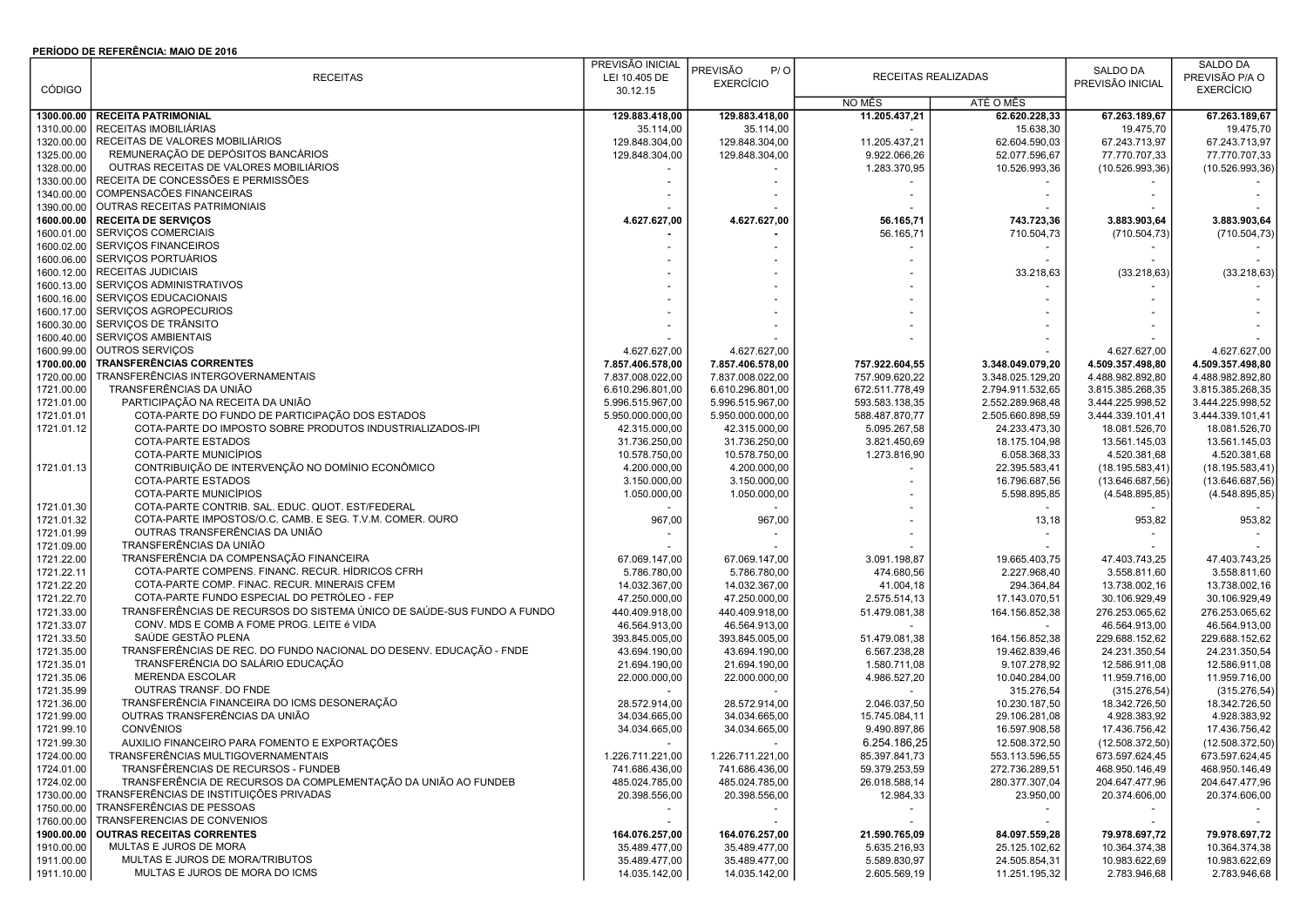**PERÍODO DE REFERÊNCIA: MAIO DE 2016**

| CÓDIGO | RECEITAS | PREVISÃO INICIAL LEI 10.405 DE 30.12.15 | PREVISÃO P/O EXERCÍCIO | RECEITAS REALIZADAS | | SALDO DA PREVISÃO INICIAL | SALDO DA PREVISÃO P/A O EXERCÍCIO |
|---|---|---|---|---|---|---|---|
| | | | | NO MÊS | ATÉ O MÊS | | |
| **1300.00.00** | **RECEITA PATRIMONIAL** | **129.883.418,00** | **129.883.418,00** | **11.205.437,21** | **62.620.228,33** | **67.263.189,67** | **67.263.189,67** |
| 1310.00.00 | RECEITAS IMOBILIÁRIAS | 35.114,00 | 35.114,00 | - | 15.638,30 | 19.475,70 | 19.475,70 |
| 1320.00.00 | RECEITAS DE VALORES MOBILIÁRIOS | 129.848.304,00 | 129.848.304,00 | 11.205.437,21 | 62.604.590,03 | 67.243.713,97 | 67.243.713,97 |
| 1325.00.00 | REMUNERAÇÃO DE DEPÓSITOS BANCÁRIOS | 129.848.304,00 | 129.848.304,00 | 9.922.066,26 | 52.077.596,67 | 77.770.707,33 | 77.770.707,33 |
| 1328.00.00 | OUTRAS RECEITAS DE VALORES MOBILIÁRIOS | - | - | 1.283.370,95 | 10.526.993,36 | (10.526.993,36) | (10.526.993,36) |
| 1330.00.00 | RECEITA DE CONCESSÕES E PERMISSÕES | - | - | - | - | - | - |
| 1340.00.00 | COMPENSACÕES FINANCEIRAS | - | - | - | - | - | - |
| 1390.00.00 | OUTRAS RECEITAS PATRIMONIAIS | - | - | - | - | - | - |
| **1600.00.00** | **RECEITA DE SERVIÇOS** | **4.627.627,00** | **4.627.627,00** | **56.165,71** | **743.723,36** | **3.883.903,64** | **3.883.903,64** |
| 1600.01.00 | SERVIÇOS COMERCIAIS | - | - | 56.165,71 | 710.504,73 | (710.504,73) | (710.504,73) |
| 1600.02.00 | SERVIÇOS FINANCEIROS | - | - | - | - | - | - |
| 1600.06.00 | SERVIÇOS PORTUÁRIOS | - | - | - | - | - | - |
| 1600.12.00 | RECEITAS JUDICIAIS | - | - | - | 33.218,63 | (33.218,63) | (33.218,63) |
| 1600.13.00 | SERVIÇOS ADMINISTRATIVOS | - | - | - | - | - | - |
| 1600.16.00 | SERVIÇOS EDUCACIONAIS | - | - | - | - | - | - |
| 1600.17.00 | SERVIÇOS AGROPECURIOS | - | - | - | - | - | - |
| 1600.30.00 | SERVIÇOS DE TRÂNSITO | - | - | - | - | - | - |
| 1600.40.00 | SERVIÇOS AMBIENTAIS | - | - | - | - | - | - |
| 1600.99.00 | OUTROS SERVIÇOS | 4.627.627,00 | 4.627.627,00 | - | - | 4.627.627,00 | 4.627.627,00 |
| **1700.00.00** | **TRANSFERÊNCIAS CORRENTES** | **7.857.406.578,00** | **7.857.406.578,00** | **757.922.604,55** | **3.348.049.079,20** | **4.509.357.498,80** | **4.509.357.498,80** |
| 1720.00.00 | TRANSFERÊNCIAS INTERGOVERNAMENTAIS | 7.837.008.022,00 | 7.837.008.022,00 | 757.909.620,22 | 3.348.025.129,20 | 4.488.982.892,80 | 4.488.982.892,80 |
| 1721.00.00 | TRANSFERÊNCIAS DA UNIÃO | 6.610.296.801,00 | 6.610.296.801,00 | 672.511.778,49 | 2.794.911.532,65 | 3.815.385.268,35 | 3.815.385.268,35 |
| 1721.01.00 | PARTICIPAÇÃO NA RECEITA DA UNIÃO | 5.996.515.967,00 | 5.996.515.967,00 | 593.583.138,35 | 2.552.289.968,48 | 3.444.225.998,52 | 3.444.225.998,52 |
| 1721.01.01 | COTA-PARTE DO FUNDO DE PARTICIPAÇÃO DOS ESTADOS | 5.950.000.000,00 | 5.950.000.000,00 | 588.487.870,77 | 2.505.660.898,59 | 3.444.339.101,41 | 3.444.339.101,41 |
| 1721.01.12 | COTA-PARTE DO IMPOSTO SOBRE PRODUTOS INDUSTRIALIZADOS-IPI | 42.315.000,00 | 42.315.000,00 | 5.095.267,58 | 24.233.473,30 | 18.081.526,70 | 18.081.526,70 |
| | COTA-PARTE ESTADOS | 31.736.250,00 | 31.736.250,00 | 3.821.450,69 | 18.175.104,98 | 13.561.145,03 | 13.561.145,03 |
| | COTA-PARTE MUNICÍPIOS | 10.578.750,00 | 10.578.750,00 | 1.273.816,90 | 6.058.368,33 | 4.520.381,68 | 4.520.381,68 |
| 1721.01.13 | CONTRIBUIÇÃO DE INTERVENÇÃO NO DOMÍNIO ECONÔMICO | 4.200.000,00 | 4.200.000,00 | - | 22.395.583,41 | (18.195.583,41) | (18.195.583,41) |
| | COTA-PARTE ESTADOS | 3.150.000,00 | 3.150.000,00 | - | 16.796.687,56 | (13.646.687,56) | (13.646.687,56) |
| | COTA-PARTE MUNICÍPIOS | 1.050.000,00 | 1.050.000,00 | - | 5.598.895,85 | (4.548.895,85) | (4.548.895,85) |
| 1721.01.30 | COTA-PARTE CONTRIB. SAL. EDUC. QUOT. EST/FEDERAL | - | - | - | - | - | - |
| 1721.01.32 | COTA-PARTE IMPOSTOS/O.C. CAMB. E SEG. T.V.M. COMER. OURO | 967,00 | 967,00 | - | 13,18 | 953,82 | 953,82 |
| 1721.01.99 | OUTRAS TRANSFERÊNCIAS DA UNIÃO | - | - | - | - | - | - |
| 1721.09.00 | TRANSFERÊNCIAS DA UNIÃO | - | - | - | - | - | - |
| 1721.22.00 | TRANSFERÊNCIA DA COMPENSAÇÃO FINANCEIRA | 67.069.147,00 | 67.069.147,00 | 3.091.198,87 | 19.665.403,75 | 47.403.743,25 | 47.403.743,25 |
| 1721.22.11 | COTA-PARTE COMPENS. FINANC. RECUR. HÍDRICOS CFRH | 5.786.780,00 | 5.786.780,00 | 474.680,56 | 2.227.968,40 | 3.558.811,60 | 3.558.811,60 |
| 1721.22.20 | COTA-PARTE COMP. FINAC. RECUR. MINERAIS CFEM | 14.032.367,00 | 14.032.367,00 | 41.004,18 | 294.364,84 | 13.738.002,16 | 13.738.002,16 |
| 1721.22.70 | COTA-PARTE FUNDO ESPECIAL DO PETRÓLEO - FEP | 47.250.000,00 | 47.250.000,00 | 2.575.514,13 | 17.143.070,51 | 30.106.929,49 | 30.106.929,49 |
| 1721.33.00 | TRANSFERÊNCIAS DE RECURSOS DO SISTEMA ÚNICO DE SAÚDE-SUS FUNDO A FUNDO | 440.409.918,00 | 440.409.918,00 | 51.479.081,38 | 164.156.852,38 | 276.253.065,62 | 276.253.065,62 |
| 1721.33.07 | CONV. MDS E COMB A FOME PROG. LEITE é VIDA | 46.564.913,00 | 46.564.913,00 | - | - | 46.564.913,00 | 46.564.913,00 |
| 1721.33.50 | SAÚDE GESTÃO PLENA | 393.845.005,00 | 393.845.005,00 | 51.479.081,38 | 164.156.852,38 | 229.688.152,62 | 229.688.152,62 |
| 1721.35.00 | TRANSFERÊNCIAS DE REC. DO FUNDO NACIONAL DO DESENV. EDUCAÇÃO - FNDE | 43.694.190,00 | 43.694.190,00 | 6.567.238,28 | 19.462.839,46 | 24.231.350,54 | 24.231.350,54 |
| 1721.35.01 | TRANSFERÊNCIA DO SALÁRIO EDUCAÇÃO | 21.694.190,00 | 21.694.190,00 | 1.580.711,08 | 9.107.278,92 | 12.586.911,08 | 12.586.911,08 |
| 1721.35.06 | MERENDA ESCOLAR | 22.000.000,00 | 22.000.000,00 | 4.986.527,20 | 10.040.284,00 | 11.959.716,00 | 11.959.716,00 |
| 1721.35.99 | OUTRAS TRANSF. DO FNDE | - | - | - | 315.276,54 | (315.276,54) | (315.276,54) |
| 1721.36.00 | TRANSFERÊNCIA FINANCEIRA DO ICMS DESONERAÇÃO | 28.572.914,00 | 28.572.914,00 | 2.046.037,50 | 10.230.187,50 | 18.342.726,50 | 18.342.726,50 |
| 1721.99.00 | OUTRAS TRANSFERÊNCIAS DA UNIÃO | 34.034.665,00 | 34.034.665,00 | 15.745.084,11 | 29.106.281,08 | 4.928.383,92 | 4.928.383,92 |
| 1721.99.10 | CONVÊNIOS | 34.034.665,00 | 34.034.665,00 | 9.490.897,86 | 16.597.908,58 | 17.436.756,42 | 17.436.756,42 |
| 1721.99.30 | AUXILIO FINANCEIRO PARA FOMENTO E EXPORTAÇÕES | - | - | 6.254.186,25 | 12.508.372,50 | (12.508.372,50) | (12.508.372,50) |
| 1724.00.00 | TRANSFERÊNCIAS MULTIGOVERNAMENTAIS | 1.226.711.221,00 | 1.226.711.221,00 | 85.397.841,73 | 553.113.596,55 | 673.597.624,45 | 673.597.624,45 |
| 1724.01.00 | TRANSFERÊNCIAS DE RECURSOS - FUNDEB | 741.686.436,00 | 741.686.436,00 | 59.379.253,59 | 272.736.289,51 | 468.950.146,49 | 468.950.146,49 |
| 1724.02.00 | TRANSFERÊNCIA DE RECURSOS DA COMPLEMENTAÇÃO DA UNIÃO AO FUNDEB | 485.024.785,00 | 485.024.785,00 | 26.018.588,14 | 280.377.307,04 | 204.647.477,96 | 204.647.477,96 |
| 1730.00.00 | TRANSFERÊNCIAS DE INSTITUIÇÕES PRIVADAS | 20.398.556,00 | 20.398.556,00 | 12.984,33 | 23.950,00 | 20.374.606,00 | 20.374.606,00 |
| 1750.00.00 | TRANSFERÊNCIAS DE PESSOAS | - | - | - | - | - | - |
| 1760.00.00 | TRANSFERENCIAS DE CONVENIOS | - | - | - | - | - | - |
| **1900.00.00** | **OUTRAS RECEITAS CORRENTES** | **164.076.257,00** | **164.076.257,00** | **21.590.765,09** | **84.097.559,28** | **79.978.697,72** | **79.978.697,72** |
| 1910.00.00 | MULTAS E JUROS DE MORA | 35.489.477,00 | 35.489.477,00 | 5.635.216,93 | 25.125.102,62 | 10.364.374,38 | 10.364.374,38 |
| 1911.00.00 | MULTAS E JUROS DE MORA/TRIBUTOS | 35.489.477,00 | 35.489.477,00 | 5.589.830,97 | 24.505.854,31 | 10.983.622,69 | 10.983.622,69 |
| 1911.10.00 | MULTAS E JUROS DE MORA DO ICMS | 14.035.142,00 | 14.035.142,00 | 2.605.569,19 | 11.251.195,32 | 2.783.946,68 | 2.783.946,68 |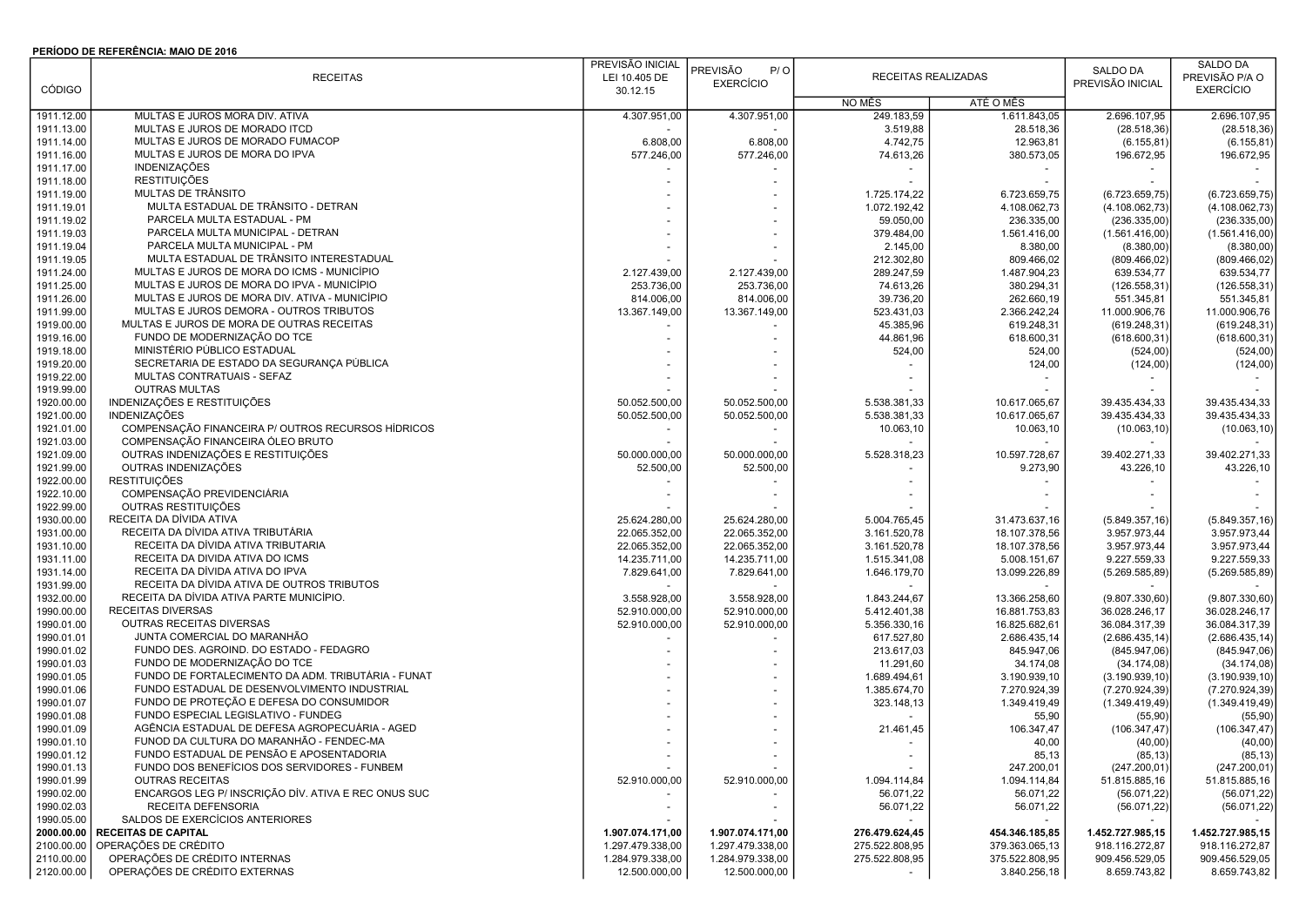**PERÍODO DE REFERÊNCIA: MAIO DE 2016**

| CÓDIGO | RECEITAS | PREVISÃO INICIAL LEI 10.405 DE 30.12.15 | PREVISÃO P/ O EXERCÍCIO | RECEITAS REALIZADAS | | SALDO DA PREVISÃO INICIAL | SALDO DA PREVISÃO P/A O EXERCÍCIO |
|---|---|---|---|---|---|---|---|
| | | | | NO MÊS | ATÉ O MÊS | | |
| 1911.12.00 | MULTAS E JUROS MORA DIV. ATIVA | 4.307.951,00 | 4.307.951,00 | 249.183,59 | 1.611.843,05 | 2.696.107,95 | 2.696.107,95 |
| 1911.13.00 | MULTAS E JUROS DE MORADO ITCD | - | - | 3.519,88 | 28.518,36 | (28.518,36) | (28.518,36) |
| 1911.14.00 | MULTAS E JUROS DE MORADO FUMACOP | 6.808,00 | 6.808,00 | 4.742,75 | 12.963,81 | (6.155,81) | (6.155,81) |
| 1911.16.00 | MULTAS E JUROS DE MORA DO IPVA | 577.246,00 | 577.246,00 | 74.613,26 | 380.573,05 | 196.672,95 | 196.672,95 |
| 1911.17.00 | INDENIZAÇÕES | - | - | - | - | - | - |
| 1911.18.00 | RESTITUIÇÕES | - | - | - | - | - | - |
| 1911.19.00 | MULTAS DE TRÂNSITO | - | - | 1.725.174,22 | 6.723.659,75 | (6.723.659,75) | (6.723.659,75) |
| 1911.19.01 | MULTA ESTADUAL DE TRÂNSITO - DETRAN | - | - | 1.072.192,42 | 4.108.062,73 | (4.108.062,73) | (4.108.062,73) |
| 1911.19.02 | PARCELA MULTA ESTADUAL - PM | - | - | 59.050,00 | 236.335,00 | (236.335,00) | (236.335,00) |
| 1911.19.03 | PARCELA MULTA MUNICIPAL - DETRAN | - | - | 379.484,00 | 1.561.416,00 | (1.561.416,00) | (1.561.416,00) |
| 1911.19.04 | PARCELA MULTA MUNICIPAL - PM | - | - | 2.145,00 | 8.380,00 | (8.380,00) | (8.380,00) |
| 1911.19.05 | MULTA ESTADUAL DE TRÂNSITO INTERESTADUAL | - | - | 212.302,80 | 809.466,02 | (809.466,02) | (809.466,02) |
| 1911.24.00 | MULTAS E JUROS DE MORA DO ICMS - MUNICÍPIO | 2.127.439,00 | 2.127.439,00 | 289.247,59 | 1.487.904,23 | 639.534,77 | 639.534,77 |
| 1911.25.00 | MULTAS E JUROS DE MORA DO IPVA - MUNICÍPIO | 253.736,00 | 253.736,00 | 74.613,26 | 380.294,31 | (126.558,31) | (126.558,31) |
| 1911.26.00 | MULTAS E JUROS DE MORA DIV. ATIVA - MUNICÍPIO | 814.006,00 | 814.006,00 | 39.736,20 | 262.660,19 | 551.345,81 | 551.345,81 |
| 1911.99.00 | MULTAS E JUROS DEMORA - OUTROS TRIBUTOS | 13.367.149,00 | 13.367.149,00 | 523.431,03 | 2.366.242,24 | 11.000.906,76 | 11.000.906,76 |
| 1919.00.00 | MULTAS E JUROS DE MORA DE OUTRAS RECEITAS | - | - | 45.385,96 | 619.248,31 | (619.248,31) | (619.248,31) |
| 1919.16.00 | FUNDO DE MODERNIZAÇÃO DO TCE | - | - | 44.861,96 | 618.600,31 | (618.600,31) | (618.600,31) |
| 1919.18.00 | MINISTÉRIO PÚBLICO ESTADUAL | - | - | 524,00 | 524,00 | (524,00) | (524,00) |
| 1919.20.00 | SECRETARIA DE ESTADO DA SEGURANÇA PÚBLICA | - | - | - | 124,00 | (124,00) | (124,00) |
| 1919.22.00 | MULTAS CONTRATUAIS - SEFAZ | - | - | - | - | - | - |
| 1919.99.00 | OUTRAS MULTAS | - | - | - | - | - | - |
| 1920.00.00 | INDENIZAÇÕES E RESTITUIÇÕES | 50.052.500,00 | 50.052.500,00 | 5.538.381,33 | 10.617.065,67 | 39.435.434,33 | 39.435.434,33 |
| 1921.00.00 | INDENIZAÇÕES | 50.052.500,00 | 50.052.500,00 | 5.538.381,33 | 10.617.065,67 | 39.435.434,33 | 39.435.434,33 |
| 1921.01.00 | COMPENSAÇÃO FINANCEIRA P/ OUTROS RECURSOS HÍDRICOS | - | - | 10.063,10 | 10.063,10 | (10.063,10) | (10.063,10) |
| 1921.03.00 | COMPENSAÇÃO FINANCEIRA ÓLEO BRUTO | - | - | - | - | - | - |
| 1921.09.00 | OUTRAS INDENIZAÇÕES E RESTITUIÇÕES | 50.000.000,00 | 50.000.000,00 | 5.528.318,23 | 10.597.728,67 | 39.402.271,33 | 39.402.271,33 |
| 1921.99.00 | OUTRAS INDENIZAÇÕES | 52.500,00 | 52.500,00 | - | 9.273,90 | 43.226,10 | 43.226,10 |
| 1922.00.00 | RESTITUIÇÕES | - | - | - | - | - | - |
| 1922.10.00 | COMPENSAÇÃO PREVIDENCIÁRIA | - | - | - | - | - | - |
| 1922.99.00 | OUTRAS RESTITUIÇÕES | - | - | - | - | - | - |
| 1930.00.00 | RECEITA DA DÍVIDA ATIVA | 25.624.280,00 | 25.624.280,00 | 5.004.765,45 | 31.473.637,16 | (5.849.357,16) | (5.849.357,16) |
| 1931.00.00 | RECEITA DA DÍVIDA ATIVA TRIBUTÁRIA | 22.065.352,00 | 22.065.352,00 | 3.161.520,78 | 18.107.378,56 | 3.957.973,44 | 3.957.973,44 |
| 1931.10.00 | RECEITA DA DÍVIDA ATIVA TRIBUTARIA | 22.065.352,00 | 22.065.352,00 | 3.161.520,78 | 18.107.378,56 | 3.957.973,44 | 3.957.973,44 |
| 1931.11.00 | RECEITA DA DIVIDA ATIVA DO ICMS | 14.235.711,00 | 14.235.711,00 | 1.515.341,08 | 5.008.151,67 | 9.227.559,33 | 9.227.559,33 |
| 1931.14.00 | RECEITA DA DÍVIDA ATIVA DO IPVA | 7.829.641,00 | 7.829.641,00 | 1.646.179,70 | 13.099.226,89 | (5.269.585,89) | (5.269.585,89) |
| 1931.99.00 | RECEITA DA DÍVIDA ATIVA DE OUTROS TRIBUTOS | - | - | - | - | - | - |
| 1932.00.00 | RECEITA DA DÍVIDA ATIVA PARTE MUNICÍPIO. | 3.558.928,00 | 3.558.928,00 | 1.843.244,67 | 13.366.258,60 | (9.807.330,60) | (9.807.330,60) |
| 1990.00.00 | RECEITAS DIVERSAS | 52.910.000,00 | 52.910.000,00 | 5.412.401,38 | 16.881.753,83 | 36.028.246,17 | 36.028.246,17 |
| 1990.01.00 | OUTRAS RECEITAS DIVERSAS | 52.910.000,00 | 52.910.000,00 | 5.356.330,16 | 16.825.682,61 | 36.084.317,39 | 36.084.317,39 |
| 1990.01.01 | JUNTA COMERCIAL DO MARANHÃO | - | - | 617.527,80 | 2.686.435,14 | (2.686.435,14) | (2.686.435,14) |
| 1990.01.02 | FUNDO DES. AGROIND. DO ESTADO - FEDAGRO | - | - | 213.617,03 | 845.947,06 | (845.947,06) | (845.947,06) |
| 1990.01.03 | FUNDO DE MODERNIZAÇÃO DO TCE | - | - | 11.291,60 | 34.174,08 | (34.174,08) | (34.174,08) |
| 1990.01.05 | FUNDO DE FORTALECIMENTO DA ADM. TRIBUTÁRIA - FUNAT | - | - | 1.689.494,61 | 3.190.939,10 | (3.190.939,10) | (3.190.939,10) |
| 1990.01.06 | FUNDO ESTADUAL DE DESENVOLVIMENTO INDUSTRIAL | - | - | 1.385.674,70 | 7.270.924,39 | (7.270.924,39) | (7.270.924,39) |
| 1990.01.07 | FUNDO DE PROTEÇÃO E DEFESA DO CONSUMIDOR | - | - | 323.148,13 | 1.349.419,49 | (1.349.419,49) | (1.349.419,49) |
| 1990.01.08 | FUNDO ESPECIAL LEGISLATIVO - FUNDEG | - | - | - | 55,90 | (55,90) | (55,90) |
| 1990.01.09 | AGÊNCIA ESTADUAL DE DEFESA AGROPECUÁRIA - AGED | - | - | 21.461,45 | 106.347,47 | (106.347,47) | (106.347,47) |
| 1990.01.10 | FUNOD DA CULTURA DO MARANHÃO - FENDEC-MA | - | - | - | 40,00 | (40,00) | (40,00) |
| 1990.01.12 | FUNDO ESTADUAL DE PENSÃO E APOSENTADORIA | - | - | - | 85,13 | (85,13) | (85,13) |
| 1990.01.13 | FUNDO DOS BENEFÍCIOS DOS SERVIDORES - FUNBEM | - | - | - | 247.200,01 | (247.200,01) | (247.200,01) |
| 1990.01.99 | OUTRAS RECEITAS | 52.910.000,00 | 52.910.000,00 | 1.094.114,84 | 1.094.114,84 | 51.815.885,16 | 51.815.885,16 |
| 1990.02.00 | ENCARGOS LEG P/ INSCRIÇÃO DÍV. ATIVA E REC ONUS SUC | - | - | 56.071,22 | 56.071,22 | (56.071,22) | (56.071,22) |
| 1990.02.03 | RECEITA DEFENSORIA | - | - | 56.071,22 | 56.071,22 | (56.071,22) | (56.071,22) |
| 1990.05.00 | SALDOS DE EXERCÍCIOS ANTERIORES | - | - | - | - | - | - |
| **2000.00.00** | **RECEITAS DE CAPITAL** | **1.907.074.171,00** | **1.907.074.171,00** | **276.479.624,45** | **454.346.185,85** | **1.452.727.985,15** | **1.452.727.985,15** |
| 2100.00.00 | OPERAÇÕES DE CRÉDITO | 1.297.479.338,00 | 1.297.479.338,00 | 275.522.808,95 | 379.363.065,13 | 918.116.272,87 | 918.116.272,87 |
| 2110.00.00 | OPERAÇÕES DE CRÉDITO INTERNAS | 1.284.979.338,00 | 1.284.979.338,00 | 275.522.808,95 | 375.522.808,95 | 909.456.529,05 | 909.456.529,05 |
| 2120.00.00 | OPERAÇÕES DE CRÉDITO EXTERNAS | 12.500.000,00 | 12.500.000,00 | - | 3.840.256,18 | 8.659.743,82 | 8.659.743,82 |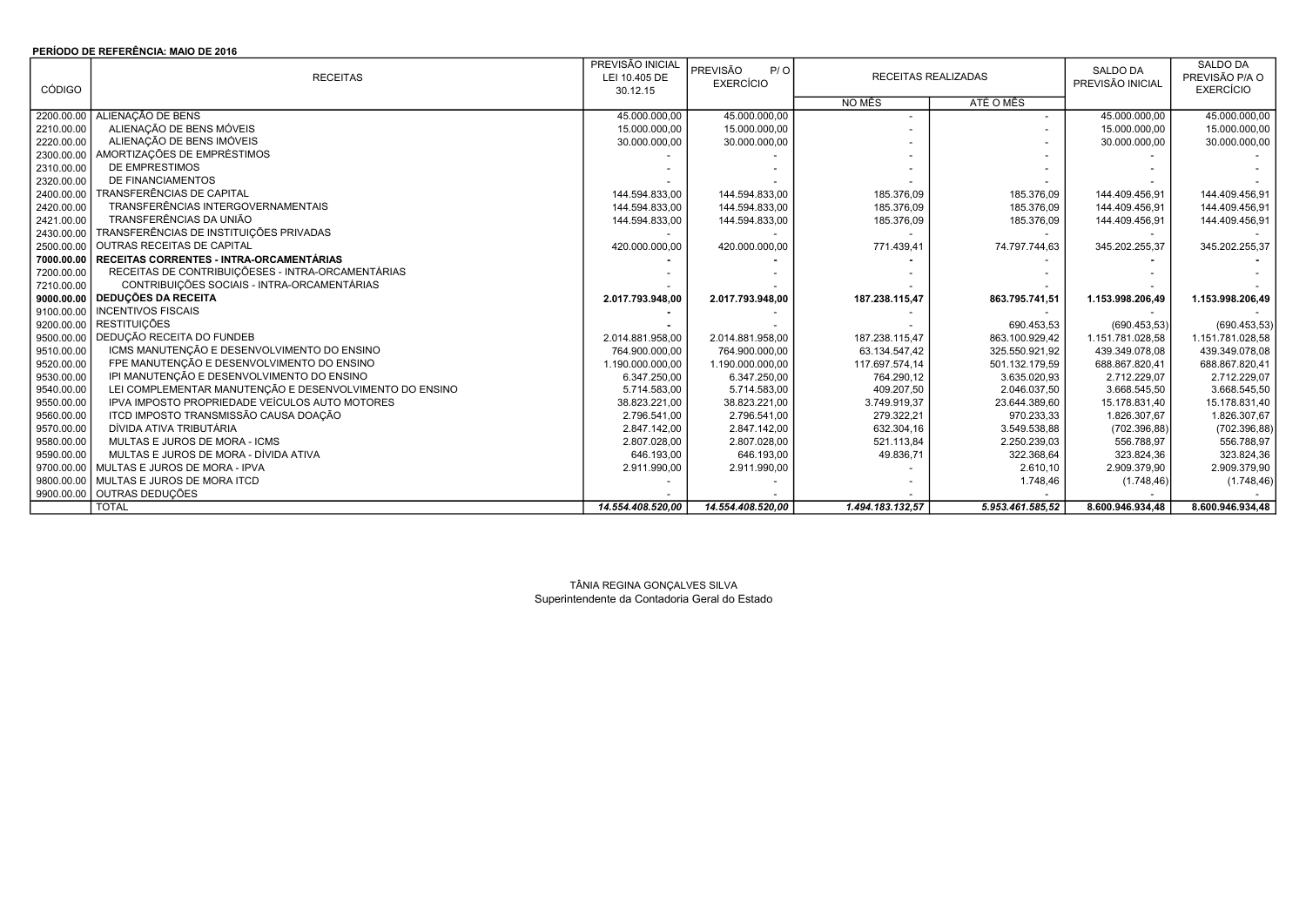**PERÍODO DE REFERÊNCIA: MAIO DE 2016**

| CÓDIGO | RECEITAS | PREVISÃO INICIAL LEI 10.405 DE 30.12.15 | PREVISÃO P/O EXERCÍCIO | RECEITAS REALIZADAS | | SALDO DA PREVISÃO INICIAL | SALDO DA PREVISÃO P/A O EXERCÍCIO |
|---|---|---|---|---|---|---|---|
| | | | | NO MÊS | ATÉ O MÊS | | |
| 2200.00.00 | ALIENAÇÃO DE BENS | 45.000.000,00 | 45.000.000,00 | - | - | 45.000.000,00 | 45.000.000,00 |
| 2210.00.00 | ALIENAÇÃO DE BENS MÓVEIS | 15.000.000,00 | 15.000.000,00 | - | - | 15.000.000,00 | 15.000.000,00 |
| 2220.00.00 | ALIENAÇÃO DE BENS IMÓVEIS | 30.000.000,00 | 30.000.000,00 | - | - | 30.000.000,00 | 30.000.000,00 |
| 2300.00.00 | AMORTIZAÇÕES DE EMPRÉSTIMOS | - | - | - | - | - | - |
| 2310.00.00 | DE EMPRESTIMOS | - | - | - | - | - | - |
| 2320.00.00 | DE FINANCIAMENTOS | - | - | - | - | - | - |
| 2400.00.00 | TRANSFERÊNCIAS DE CAPITAL | 144.594.833,00 | 144.594.833,00 | 185.376,09 | 185.376,09 | 144.409.456,91 | 144.409.456,91 |
| 2420.00.00 | TRANSFERÊNCIAS INTERGOVERNAMENTAIS | 144.594.833,00 | 144.594.833,00 | 185.376,09 | 185.376,09 | 144.409.456,91 | 144.409.456,91 |
| 2421.00.00 | TRANSFERÊNCIAS DA UNIÃO | 144.594.833,00 | 144.594.833,00 | 185.376,09 | 185.376,09 | 144.409.456,91 | 144.409.456,91 |
| 2430.00.00 | TRANSFERÊNCIAS DE INSTITUIÇÕES PRIVADAS | - | - | - | - | - | - |
| 2500.00.00 | OUTRAS RECEITAS DE CAPITAL | 420.000.000,00 | 420.000.000,00 | 771.439,41 | 74.797.744,63 | 345.202.255,37 | 345.202.255,37 |
| **7000.00.00** | **RECEITAS CORRENTES - INTRA-ORCAMENTÁRIAS** | **-** | **-** | **-** | **-** | **-** | **-** |
| 7200.00.00 | RECEITAS DE CONTRIBUIÇÕESES - INTRA-ORCAMENTÁRIAS | - | - | - | - | - | - |
| 7210.00.00 | CONTRIBUIÇÕES SOCIAIS - INTRA-ORCAMENTÁRIAS | - | - | - | - | - | - |
| **9000.00.00** | **DEDUÇÕES DA RECEITA** | **2.017.793.948,00** | **2.017.793.948,00** | **187.238.115,47** | **863.795.741,51** | **1.153.998.206,49** | **1.153.998.206,49** |
| 9100.00.00 | INCENTIVOS FISCAIS | - | - | - | - | - | - |
| 9200.00.00 | RESTITUIÇÕES | - | - | - | 690.453,53 | (690.453,53) | (690.453,53) |
| 9500.00.00 | DEDUÇÃO RECEITA DO FUNDEB | 2.014.881.958,00 | 2.014.881.958,00 | 187.238.115,47 | 863.100.929,42 | 1.151.781.028,58 | 1.151.781.028,58 |
| 9510.00.00 | ICMS MANUTENÇÃO E DESENVOLVIMENTO DO ENSINO | 764.900.000,00 | 764.900.000,00 | 63.134.547,42 | 325.550.921,92 | 439.349.078,08 | 439.349.078,08 |
| 9520.00.00 | FPE MANUTENÇÃO E DESENVOLVIMENTO DO ENSINO | 1.190.000.000,00 | 1.190.000.000,00 | 117.697.574,14 | 501.132.179,59 | 688.867.820,41 | 688.867.820,41 |
| 9530.00.00 | IPI MANUTENÇÃO E DESENVOLVIMENTO DO ENSINO | 6.347.250,00 | 6.347.250,00 | 764.290,12 | 3.635.020,93 | 2.712.229,07 | 2.712.229,07 |
| 9540.00.00 | LEI COMPLEMENTAR MANUTENÇÃO E DESENVOLVIMENTO DO ENSINO | 5.714.583,00 | 5.714.583,00 | 409.207,50 | 2.046.037,50 | 3.668.545,50 | 3.668.545,50 |
| 9550.00.00 | IPVA IMPOSTO PROPRIEDADE VEÍCULOS AUTO MOTORES | 38.823.221,00 | 38.823.221,00 | 3.749.919,37 | 23.644.389,60 | 15.178.831,40 | 15.178.831,40 |
| 9560.00.00 | ITCD IMPOSTO TRANSMISSÃO CAUSA DOAÇÃO | 2.796.541,00 | 2.796.541,00 | 279.322,21 | 970.233,33 | 1.826.307,67 | 1.826.307,67 |
| 9570.00.00 | DÍVIDA ATIVA TRIBUTÁRIA | 2.847.142,00 | 2.847.142,00 | 632.304,16 | 3.549.538,88 | (702.396,88) | (702.396,88) |
| 9580.00.00 | MULTAS E JUROS DE MORA - ICMS | 2.807.028,00 | 2.807.028,00 | 521.113,84 | 2.250.239,03 | 556.788,97 | 556.788,97 |
| 9590.00.00 | MULTAS E JUROS DE MORA - DÍVIDA ATIVA | 646.193,00 | 646.193,00 | 49.836,71 | 322.368,64 | 323.824,36 | 323.824,36 |
| 9700.00.00 | MULTAS E JUROS DE MORA - IPVA | 2.911.990,00 | 2.911.990,00 | - | 2.610,10 | 2.909.379,90 | 2.909.379,90 |
| 9800.00.00 | MULTAS E JUROS DE MORA ITCD | - | - | - | 1.748,46 | (1.748,46) | (1.748,46) |
| 9900.00.00 | OUTRAS DEDUÇÕES | - | - | - | - | - | - |
| | TOTAL | ***14.554.408.520,00*** | ***14.554.408.520,00*** | ***1.494.183.132,57*** | ***5.953.461.585,52*** | **8.600.946.934,48** | **8.600.946.934,48** |

TÂNIA REGINA GONÇALVES SILVA
Superintendente da Contadoria Geral do Estado